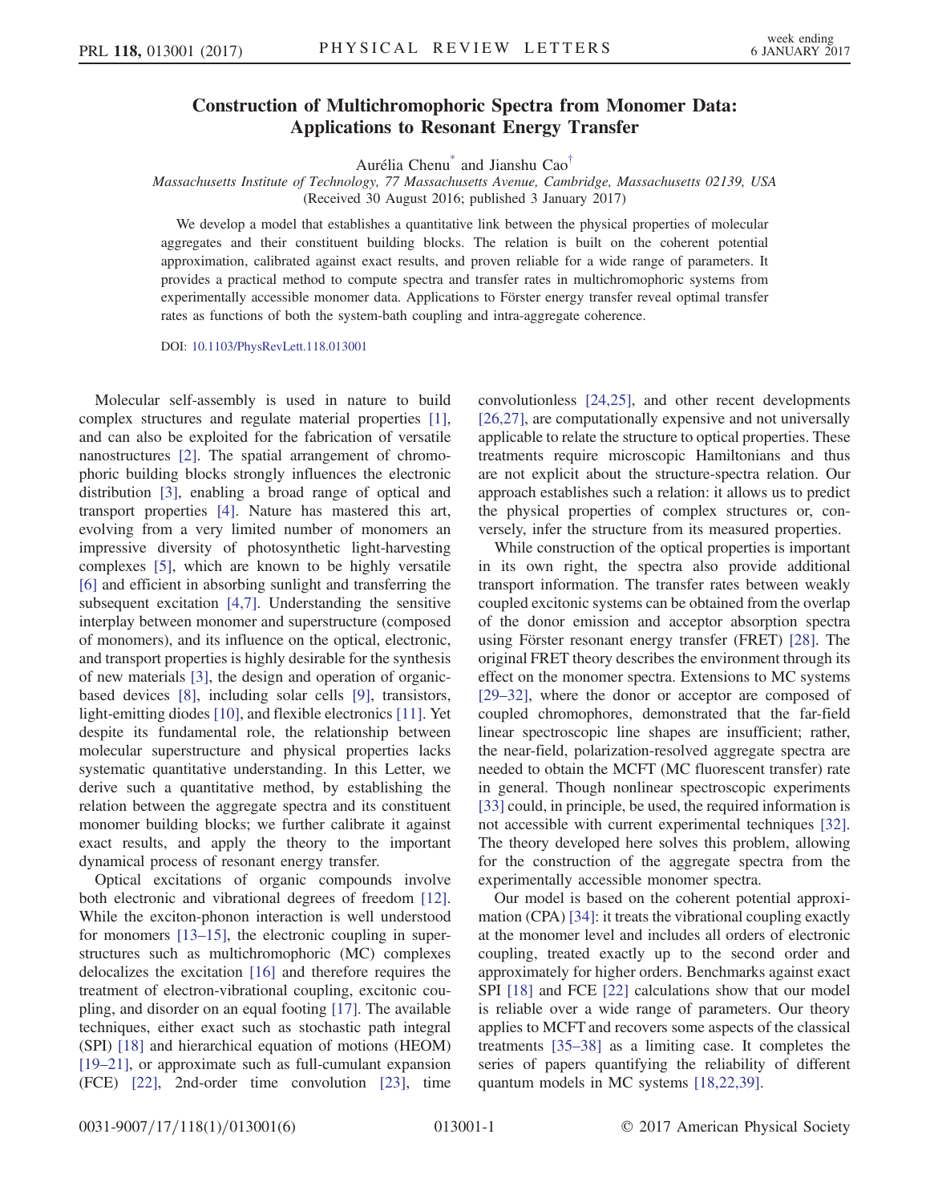# Construction of Multichromophoric Spectra from Monomer Data: Applications to Resonant Energy Transfer

Aurélia Chenu* and Jianshu Cao†

*Massachusetts Institute of Technology, 77 Massachusetts Avenue, Cambridge, Massachusetts 02139, USA*

(Received 30 August 2016; published 3 January 2017)

We develop a model that establishes a quantitative link between the physical properties of molecular aggregates and their constituent building blocks. The relation is built on the coherent potential approximation, calibrated against exact results, and proven reliable for a wide range of parameters. It provides a practical method to compute spectra and transfer rates in multichromophoric systems from experimentally accessible monomer data. Applications to Förster energy transfer reveal optimal transfer rates as functions of both the system-bath coupling and intra-aggregate coherence.

DOI: 10.1103/PhysRevLett.118.013001

Molecular self-assembly is used in nature to build complex structures and regulate material properties [1], and can also be exploited for the fabrication of versatile nanostructures [2]. The spatial arrangement of chromophoric building blocks strongly influences the electronic distribution [3], enabling a broad range of optical and transport properties [4]. Nature has mastered this art, evolving from a very limited number of monomers an impressive diversity of photosynthetic light-harvesting complexes [5], which are known to be highly versatile [6] and efficient in absorbing sunlight and transferring the subsequent excitation [4,7]. Understanding the sensitive interplay between monomer and superstructure (composed of monomers), and its influence on the optical, electronic, and transport properties is highly desirable for the synthesis of new materials [3], the design and operation of organic-based devices [8], including solar cells [9], transistors, light-emitting diodes [10], and flexible electronics [11]. Yet despite its fundamental role, the relationship between molecular superstructure and physical properties lacks systematic quantitative understanding. In this Letter, we derive such a quantitative method, by establishing the relation between the aggregate spectra and its constituent monomer building blocks; we further calibrate it against exact results, and apply the theory to the important dynamical process of resonant energy transfer.

Optical excitations of organic compounds involve both electronic and vibrational degrees of freedom [12]. While the exciton-phonon interaction is well understood for monomers [13–15], the electronic coupling in superstructures such as multichromophoric (MC) complexes delocalizes the excitation [16] and therefore requires the treatment of electron-vibrational coupling, excitonic coupling, and disorder on an equal footing [17]. The available techniques, either exact such as stochastic path integral (SPI) [18] and hierarchical equation of motions (HEOM) [19–21], or approximate such as full-cumulant expansion (FCE) [22], 2nd-order time convolution [23], time convolutionless [24,25], and other recent developments [26,27], are computationally expensive and not universally applicable to relate the structure to optical properties. These treatments require microscopic Hamiltonians and thus are not explicit about the structure-spectra relation. Our approach establishes such a relation: it allows us to predict the physical properties of complex structures or, conversely, infer the structure from its measured properties.

While construction of the optical properties is important in its own right, the spectra also provide additional transport information. The transfer rates between weakly coupled excitonic systems can be obtained from the overlap of the donor emission and acceptor absorption spectra using Förster resonant energy transfer (FRET) [28]. The original FRET theory describes the environment through its effect on the monomer spectra. Extensions to MC systems [29–32], where the donor or acceptor are composed of coupled chromophores, demonstrated that the far-field linear spectroscopic line shapes are insufficient; rather, the near-field, polarization-resolved aggregate spectra are needed to obtain the MCFT (MC fluorescent transfer) rate in general. Though nonlinear spectroscopic experiments [33] could, in principle, be used, the required information is not accessible with current experimental techniques [32]. The theory developed here solves this problem, allowing for the construction of the aggregate spectra from the experimentally accessible monomer spectra.

Our model is based on the coherent potential approximation (CPA) [34]: it treats the vibrational coupling exactly at the monomer level and includes all orders of electronic coupling, treated exactly up to the second order and approximately for higher orders. Benchmarks against exact SPI [18] and FCE [22] calculations show that our model is reliable over a wide range of parameters. Our theory applies to MCFT and recovers some aspects of the classical treatments [35–38] as a limiting case. It completes the series of papers quantifying the reliability of different quantum models in MC systems [18,22,39].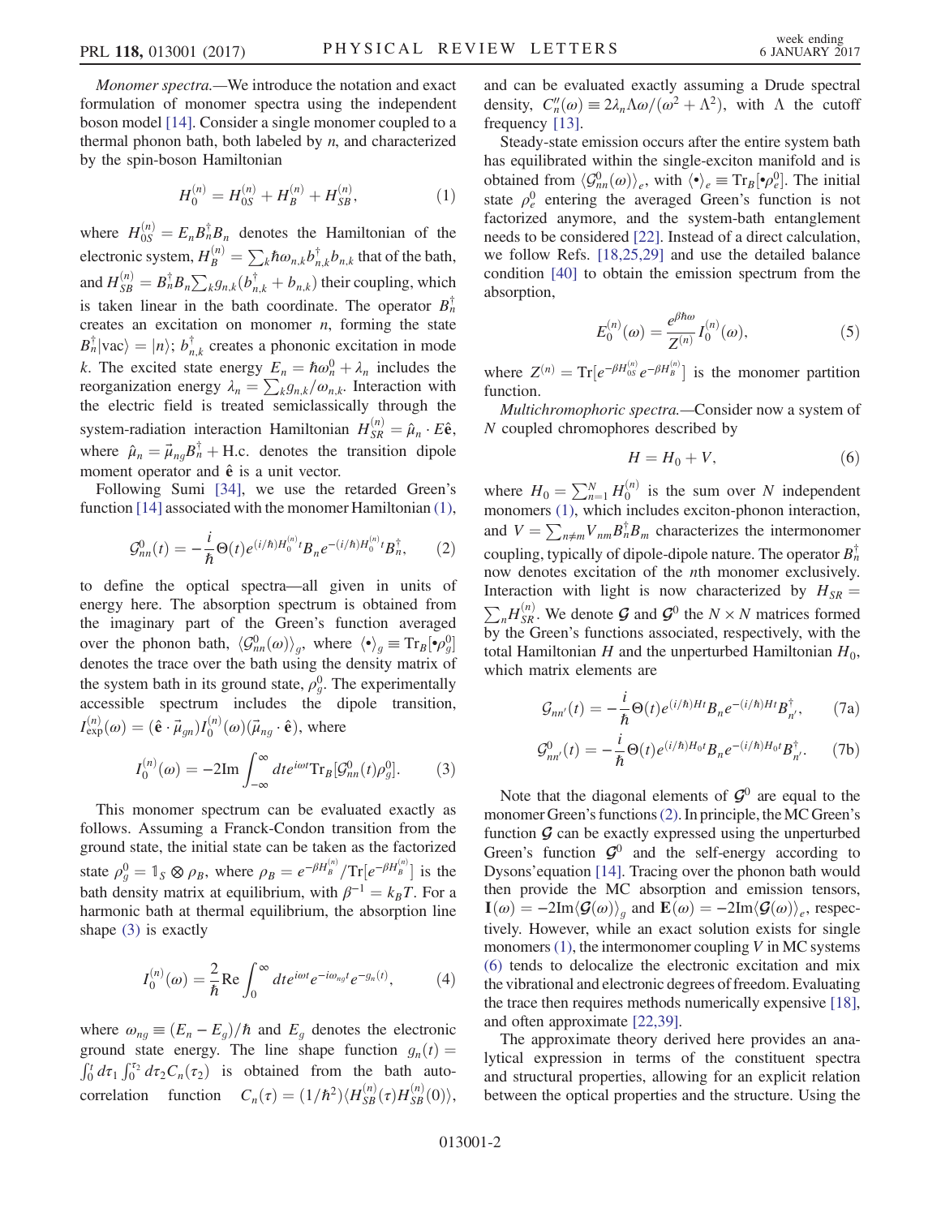*Monomer spectra.*—We introduce the notation and exact formulation of monomer spectra using the independent boson model [14]. Consider a single monomer coupled to a thermal phonon bath, both labeled by $n$, and characterized by the spin-boson Hamiltonian

$$H_0^{(n)} = H_{0S}^{(n)} + H_B^{(n)} + H_{SB}^{(n)}, \tag{1}$$

where $H_{0S}^{(n)} = E_n B_n^\dagger B_n$ denotes the Hamiltonian of the electronic system, $H_B^{(n)} = \sum_k \hbar\omega_{n,k} b_{n,k}^\dagger b_{n,k}$ that of the bath, and $H_{SB}^{(n)} = B_n^\dagger B_n \sum_k g_{n,k}(b_{n,k}^\dagger + b_{n,k})$ their coupling, which is taken linear in the bath coordinate. The operator $B_n^\dagger$ creates an excitation on monomer $n$, forming the state $B_n^\dagger|\text{vac}\rangle = |n\rangle$; $b_{n,k}^\dagger$ creates a phononic excitation in mode $k$. The excited state energy $E_n = \hbar\omega_n^0 + \lambda_n$ includes the reorganization energy $\lambda_n = \sum_k g_{n,k}/\omega_{n,k}$. Interaction with the electric field is treated semiclassically through the system-radiation interaction Hamiltonian $H_{SR}^{(n)} = \hat{\mu}_n \cdot E\hat{\mathbf{e}}$, where $\hat{\mu}_n = \vec{\mu}_{ng} B_n^\dagger + \text{H.c.}$ denotes the transition dipole moment operator and $\hat{\mathbf{e}}$ is a unit vector.

Following Sumi [34], we use the retarded Green's function [14] associated with the monomer Hamiltonian (1),

$$\mathcal{G}_{nn}^0(t) = -\frac{i}{\hbar}\Theta(t) e^{(i/\hbar)H_0^{(n)}t} B_n e^{-(i/\hbar)H_0^{(n)}t} B_n^\dagger, \tag{2}$$

to define the optical spectra—all given in units of energy here. The absorption spectrum is obtained from the imaginary part of the Green's function averaged over the phonon bath, $\langle \mathcal{G}_{nn}^0(\omega)\rangle_g$, where $\langle \bullet \rangle_g \equiv \text{Tr}_B[\bullet \rho_g^0]$ denotes the trace over the bath using the density matrix of the system bath in its ground state, $\rho_g^0$. The experimentally accessible spectrum includes the dipole transition, $I_{\text{exp}}^{(n)}(\omega) = (\hat{\mathbf{e}} \cdot \vec{\mu}_{gn}) I_0^{(n)}(\omega)(\vec{\mu}_{ng} \cdot \hat{\mathbf{e}})$, where

$$I_0^{(n)}(\omega) = -2\text{Im}\int_{-\infty}^{\infty} dt e^{i\omega t}\text{Tr}_B[\mathcal{G}_{nn}^0(t)\rho_g^0]. \tag{3}$$

This monomer spectrum can be evaluated exactly as follows. Assuming a Franck-Condon transition from the ground state, the initial state can be taken as the factorized state $\rho_g^0 = \mathbb{1}_S \otimes \rho_B$, where $\rho_B = e^{-\beta H_B^{(n)}}/\text{Tr}[e^{-\beta H_B^{(n)}}]$ is the bath density matrix at equilibrium, with $\beta^{-1} = k_B T$. For a harmonic bath at thermal equilibrium, the absorption line shape (3) is exactly

$$I_0^{(n)}(\omega) = \frac{2}{\hbar}\text{Re}\int_0^\infty dt e^{i\omega t} e^{-i\omega_{ng}t} e^{-g_n(t)}, \tag{4}$$

where $\omega_{ng} \equiv (E_n - E_g)/\hbar$ and $E_g$ denotes the electronic ground state energy. The line shape function $g_n(t) = \int_0^t d\tau_1 \int_0^{\tau_2} d\tau_2 C_n(\tau_2)$ is obtained from the bath autocorrelation function $C_n(\tau) = (1/\hbar^2)\langle H_{SB}^{(n)}(\tau) H_{SB}^{(n)}(0)\rangle$, and can be evaluated exactly assuming a Drude spectral density, $C_n''(\omega) \equiv 2\lambda_n \Lambda\omega/(\omega^2 + \Lambda^2)$, with $\Lambda$ the cutoff frequency [13].

Steady-state emission occurs after the entire system bath has equilibrated within the single-exciton manifold and is obtained from $\langle \mathcal{G}_{nn}^0(\omega)\rangle_e$, with $\langle \bullet \rangle_e \equiv \text{Tr}_B[\bullet \rho_e^0]$. The initial state $\rho_e^0$ entering the averaged Green's function is not factorized anymore, and the system-bath entanglement needs to be considered [22]. Instead of a direct calculation, we follow Refs. [18,25,29] and use the detailed balance condition [40] to obtain the emission spectrum from the absorption,

$$E_0^{(n)}(\omega) = \frac{e^{\beta\hbar\omega}}{Z^{(n)}} I_0^{(n)}(\omega), \tag{5}$$

where $Z^{(n)} = \text{Tr}[e^{-\beta H_{0S}^{(n)}} e^{-\beta H_B^{(n)}}]$ is the monomer partition function.

*Multichromophoric spectra.*—Consider now a system of $N$ coupled chromophores described by

$$H = H_0 + V, \tag{6}$$

where $H_0 = \sum_{n=1}^N H_0^{(n)}$ is the sum over $N$ independent monomers (1), which includes exciton-phonon interaction, and $V = \sum_{n\neq m} V_{nm} B_n^\dagger B_m$ characterizes the intermonomer coupling, typically of dipole-dipole nature. The operator $B_n^\dagger$ now denotes excitation of the $n$th monomer exclusively. Interaction with light is now characterized by $H_{SR} = \sum_n H_{SR}^{(n)}$. We denote $\mathcal{G}$ and $\mathcal{G}^0$ the $N \times N$ matrices formed by the Green's functions associated, respectively, with the total Hamiltonian $H$ and the unperturbed Hamiltonian $H_0$, which matrix elements are

$$\mathcal{G}_{nn'}(t) = -\frac{i}{\hbar}\Theta(t) e^{(i/\hbar)Ht} B_n e^{-(i/\hbar)Ht} B_{n'}^\dagger, \tag{7a}$$

$$\mathcal{G}_{nn'}^0(t) = -\frac{i}{\hbar}\Theta(t) e^{(i/\hbar)H_0 t} B_n e^{-(i/\hbar)H_0 t} B_{n'}^\dagger. \tag{7b}$$

Note that the diagonal elements of $\mathcal{G}^0$ are equal to the monomer Green's functions (2). In principle, the MC Green's function $\mathcal{G}$ can be exactly expressed using the unperturbed Green's function $\mathcal{G}^0$ and the self-energy according to Dysons'equation [14]. Tracing over the phonon bath would then provide the MC absorption and emission tensors, $\mathbf{I}(\omega) = -2\text{Im}\langle \mathcal{G}(\omega)\rangle_g$ and $\mathbf{E}(\omega) = -2\text{Im}\langle \mathcal{G}(\omega)\rangle_e$, respectively. However, while an exact solution exists for single monomers (1), the intermonomer coupling $V$ in MC systems (6) tends to delocalize the electronic excitation and mix the vibrational and electronic degrees of freedom. Evaluating the trace then requires methods numerically expensive [18], and often approximate [22,39].

The approximate theory derived here provides an analytical expression in terms of the constituent spectra and structural properties, allowing for an explicit relation between the optical properties and the structure. Using the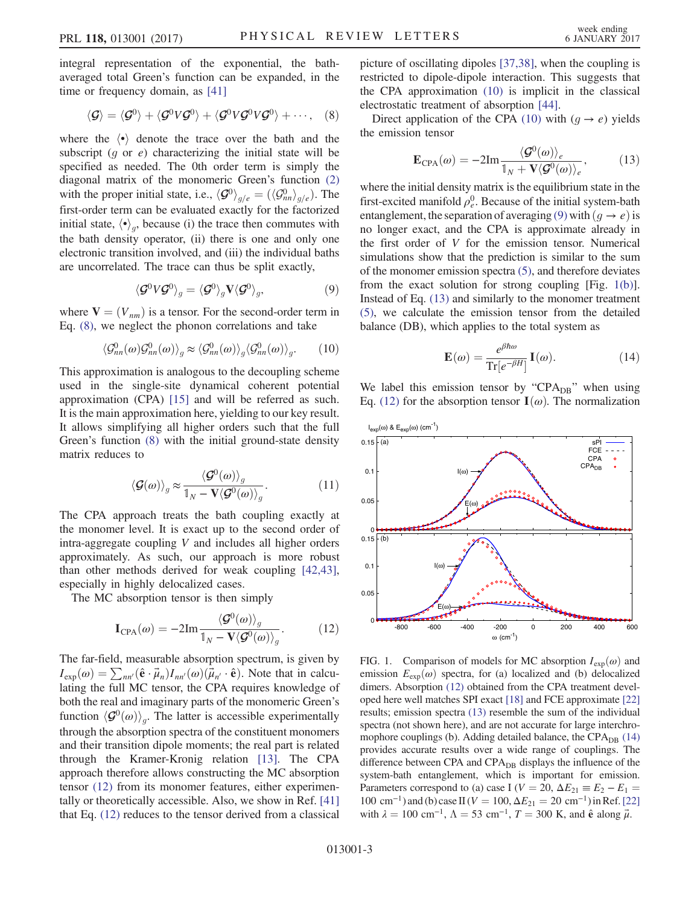integral representation of the exponential, the bath-averaged total Green's function can be expanded, in the time or frequency domain, as [41]

$$\langle \mathcal{G} \rangle = \langle \mathcal{G}^0 \rangle + \langle \mathcal{G}^0 V \mathcal{G}^0 \rangle + \langle \mathcal{G}^0 V \mathcal{G}^0 V \mathcal{G}^0 \rangle + \cdots, \quad (8)$$

where the $\langle \bullet \rangle$ denote the trace over the bath and the subscript ($g$ or $e$) characterizing the initial state will be specified as needed. The 0th order term is simply the diagonal matrix of the monomeric Green's function (2) with the proper initial state, i.e., $\langle \mathcal{G}^0 \rangle_{g/e} = (\langle \mathcal{G}^0_{nn} \rangle_{g/e})$. The first-order term can be evaluated exactly for the factorized initial state, $\langle \bullet \rangle_g$, because (i) the trace then commutes with the bath density operator, (ii) there is one and only one electronic transition involved, and (iii) the individual baths are uncorrelated. The trace can thus be split exactly,

$$\langle \mathcal{G}^0 V \mathcal{G}^0 \rangle_g = \langle \mathcal{G}^0 \rangle_g \mathbf{V} \langle \mathcal{G}^0 \rangle_g, \quad (9)$$

where $\mathbf{V} = (V_{nm})$ is a tensor. For the second-order term in Eq. (8), we neglect the phonon correlations and take

$$\langle \mathcal{G}^0_{nn}(\omega) \mathcal{G}^0_{nn}(\omega) \rangle_g \approx \langle \mathcal{G}^0_{nn}(\omega) \rangle_g \langle \mathcal{G}^0_{nn}(\omega) \rangle_g. \quad (10)$$

This approximation is analogous to the decoupling scheme used in the single-site dynamical coherent potential approximation (CPA) [15] and will be referred as such. It is the main approximation here, yielding to our key result. It allows simplifying all higher orders such that the full Green's function (8) with the initial ground-state density matrix reduces to

$$\langle \mathcal{G}(\omega) \rangle_g \approx \frac{\langle \mathcal{G}^0(\omega) \rangle_g}{\mathbb{1}_N - \mathbf{V} \langle \mathcal{G}^0(\omega) \rangle_g}. \quad (11)$$

The CPA approach treats the bath coupling exactly at the monomer level. It is exact up to the second order of intra-aggregate coupling $V$ and includes all higher orders approximately. As such, our approach is more robust than other methods derived for weak coupling [42,43], especially in highly delocalized cases.

The MC absorption tensor is then simply

$$\mathbf{I}_{\mathrm{CPA}}(\omega) = -2\mathrm{Im} \frac{\langle \mathcal{G}^0(\omega) \rangle_g}{\mathbb{1}_N - \mathbf{V} \langle \mathcal{G}^0(\omega) \rangle_g}. \quad (12)$$

The far-field, measurable absorption spectrum, is given by $I_{\exp}(\omega) = \sum_{nn'} (\hat{\mathbf{e}} \cdot \vec{\mu}_n) I_{nn'}(\omega) (\vec{\mu}_{n'} \cdot \hat{\mathbf{e}})$. Note that in calculating the full MC tensor, the CPA requires knowledge of both the real and imaginary parts of the monomeric Green's function $\langle \mathcal{G}^0(\omega) \rangle_g$. The latter is accessible experimentally through the absorption spectra of the constituent monomers and their transition dipole moments; the real part is related through the Kramer-Kronig relation [13]. The CPA approach therefore allows constructing the MC absorption tensor (12) from its monomer features, either experimentally or theoretically accessible. Also, we show in Ref. [41] that Eq. (12) reduces to the tensor derived from a classical picture of oscillating dipoles [37,38], when the coupling is restricted to dipole-dipole interaction. This suggests that the CPA approximation (10) is implicit in the classical electrostatic treatment of absorption [44].

Direct application of the CPA (10) with ($g \to e$) yields the emission tensor

$$\mathbf{E}_{\mathrm{CPA}}(\omega) = -2\mathrm{Im} \frac{\langle \mathcal{G}^0(\omega) \rangle_e}{\mathbb{1}_N + \mathbf{V} \langle \mathcal{G}^0(\omega) \rangle_e}, \quad (13)$$

where the initial density matrix is the equilibrium state in the first-excited manifold $\rho^0_e$. Because of the initial system-bath entanglement, the separation of averaging (9) with ($g \to e$) is no longer exact, and the CPA is approximate already in the first order of $V$ for the emission tensor. Numerical simulations show that the prediction is similar to the sum of the monomer emission spectra (5), and therefore deviates from the exact solution for strong coupling [Fig. 1(b)]. Instead of Eq. (13) and similarly to the monomer treatment (5), we calculate the emission tensor from the detailed balance (DB), which applies to the total system as

$$\mathbf{E}(\omega) = \frac{e^{\beta\hbar\omega}}{\mathrm{Tr}[e^{-\beta H}]} \mathbf{I}(\omega). \quad (14)$$

We label this emission tensor by "$\mathrm{CPA_{DB}}$" when using Eq. (12) for the absorption tensor $\mathbf{I}(\omega)$. The normalization

FIG. 1. Comparison of models for MC absorption $I_{\exp}(\omega)$ and emission $E_{\exp}(\omega)$ spectra, for (a) localized and (b) delocalized dimers. Absorption (12) obtained from the CPA treatment developed here well matches SPI exact [18] and FCE approximate [22] results; emission spectra (13) resemble the sum of the individual spectra (not shown here), and are not accurate for large interchromophore couplings (b). Adding detailed balance, the $\mathrm{CPA_{DB}}$ (14) provides accurate results over a wide range of couplings. The difference between CPA and $\mathrm{CPA_{DB}}$ displays the influence of the system-bath entanglement, which is important for emission. Parameters correspond to (a) case I ($V = 20$, $\Delta E_{21} \equiv E_2 - E_1 = 100\ \mathrm{cm^{-1}}$) and (b) case II ($V = 100$, $\Delta E_{21} = 20\ \mathrm{cm^{-1}}$) in Ref. [22] with $\lambda = 100\ \mathrm{cm^{-1}}$, $\Lambda = 53\ \mathrm{cm^{-1}}$, $T = 300$ K, and $\hat{\mathbf{e}}$ along $\vec{\mu}$.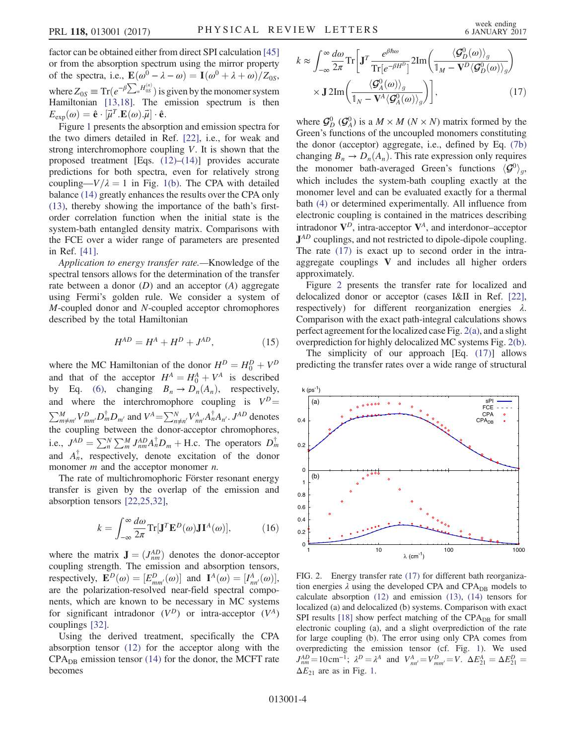factor can be obtained either from direct SPI calculation [45] or from the absorption spectrum using the mirror property of the spectra, i.e., $\mathbf{E}(\omega^0 - \lambda - \omega) = \mathbf{I}(\omega^0 + \lambda + \omega)/Z_{0S}$, where $Z_{0S} \equiv \mathrm{Tr}(e^{-\beta \sum_n H_{0S}^{(n)}})$ is given by the monomer system Hamiltonian [13,18]. The emission spectrum is then $E_{\mathrm{exp}}(\omega) = \hat{\mathbf{e}} \cdot [\vec{\mu}^T . \mathbf{E}(\omega) . \vec{\mu}] \cdot \hat{\mathbf{e}}$.

Figure 1 presents the absorption and emission spectra for the two dimers detailed in Ref. [22], i.e., for weak and strong interchromophore coupling $V$. It is shown that the proposed treatment [Eqs. (12)–(14)] provides accurate predictions for both spectra, even for relatively strong coupling—$V/\lambda = 1$ in Fig. 1(b). The CPA with detailed balance (14) greatly enhances the results over the CPA only (13), thereby showing the importance of the bath's first-order correlation function when the initial state is the system-bath entangled density matrix. Comparisons with the FCE over a wider range of parameters are presented in Ref. [41].

*Application to energy transfer rate.*—Knowledge of the spectral tensors allows for the determination of the transfer rate between a donor ($D$) and an acceptor ($A$) aggregate using Fermi's golden rule. We consider a system of $M$-coupled donor and $N$-coupled acceptor chromophores described by the total Hamiltonian

$$H^{AD} = H^A + H^D + J^{AD}, \tag{15}$$

where the MC Hamiltonian of the donor $H^D = H_0^D + V^D$ and that of the acceptor $H^A = H_0^A + V^A$ is described by Eq. (6), changing $B_n \to D_n(A_n)$, respectively, and where the interchromophore coupling is $V^D = \sum_{m \neq m'}^M V_{mm'}^D D_m^\dagger D_{m'}$ and $V^A = \sum_{n \neq n'}^N V_{nn'}^A A_n^\dagger A_{n'}$. $J^{AD}$ denotes the coupling between the donor-acceptor chromophores, i.e., $J^{AD} = \sum_n^N \sum_m^M J_{nm}^{AD} A_n^\dagger D_m + \mathrm{H.c.}$ The operators $D_m^\dagger$ and $A_n^\dagger$, respectively, denote excitation of the donor monomer $m$ and the acceptor monomer $n$.

The rate of multichromophoric Förster resonant energy transfer is given by the overlap of the emission and absorption tensors [22,25,32],

$$k = \int_{-\infty}^{\infty} \frac{d\omega}{2\pi} \mathrm{Tr}[\mathbf{J}^T \mathbf{E}^D(\omega) \mathbf{J} \mathbf{I}^A(\omega)], \tag{16}$$

where the matrix $\mathbf{J} = (J_{nm}^{AD})$ denotes the donor-acceptor coupling strength. The emission and absorption tensors, respectively, $\mathbf{E}^D(\omega) = [E_{mm'}^D(\omega)]$ and $\mathbf{I}^A(\omega) = [I_{nn'}^A(\omega)]$, are the polarization-resolved near-field spectral components, which are known to be necessary in MC systems for significant intradonor ($V^D$) or intra-acceptor ($V^A$) couplings [32].

Using the derived treatment, specifically the CPA absorption tensor (12) for the acceptor along with the $\mathrm{CPA_{DB}}$ emission tensor (14) for the donor, the MCFT rate becomes

$$k \approx \int_{-\infty}^{\infty} \frac{d\omega}{2\pi} \mathrm{Tr}\left[\mathbf{J}^T \frac{e^{\beta \hbar \omega}}{\mathrm{Tr}[e^{-\beta H^D}]} 2\mathrm{Im}\left(\frac{\langle \mathcal{G}_D^0(\omega) \rangle_g}{\mathbb{1}_M - \mathbf{V}^D \langle \mathcal{G}_D^0(\omega) \rangle_g}\right) \times \mathbf{J}\, 2\mathrm{Im}\left(\frac{\langle \mathcal{G}_A^0(\omega) \rangle_g}{\mathbb{1}_N - \mathbf{V}^A \langle \mathcal{G}_A^0(\omega) \rangle_g}\right)\right], \tag{17}$$

where $\mathcal{G}_D^0$ ($\mathcal{G}_A^0$) is a $M \times M$ ($N \times N$) matrix formed by the Green's functions of the uncoupled monomers constituting the donor (acceptor) aggregate, i.e., defined by Eq. (7b) changing $B_n \to D_n(A_n)$. This rate expression only requires the monomer bath-averaged Green's functions $\langle \mathcal{G}^0 \rangle_g$, which includes the system-bath coupling exactly at the monomer level and can be evaluated exactly for a thermal bath (4) or determined experimentally. All influence from electronic coupling is contained in the matrices describing intradonor $\mathbf{V}^D$, intra-acceptor $\mathbf{V}^A$, and interdonor–acceptor $\mathbf{J}^{AD}$ couplings, and not restricted to dipole-dipole coupling. The rate (17) is exact up to second order in the intra-aggregate couplings $\mathbf{V}$ and includes all higher orders approximately.

Figure 2 presents the transfer rate for localized and delocalized donor or acceptor (cases I&II in Ref. [22], respectively) for different reorganization energies $\lambda$. Comparison with the exact path-integral calculations shows perfect agreement for the localized case Fig. 2(a), and a slight overprediction for highly delocalized MC systems Fig. 2(b).

The simplicity of our approach [Eq. (17)] allows predicting the transfer rates over a wide range of structural

FIG. 2. Energy transfer rate (17) for different bath reorganization energies $\lambda$ using the developed CPA and $\mathrm{CPA_{DB}}$ models to calculate absorption (12) and emission (13), (14) tensors for localized (a) and delocalized (b) systems. Comparison with exact SPI results [18] show perfect matching of the $\mathrm{CPA_{DB}}$ for small electronic coupling (a), and a slight overprediction of the rate for large coupling (b). The error using only CPA comes from overpredicting the emission tensor (cf. Fig. 1). We used $J_{nm}^{AD} = 10\,\mathrm{cm}^{-1}$; $\lambda^D = \lambda^A$ and $V_{nn'}^A = V_{mm'}^D = V$. $\Delta E_{21}^A = \Delta E_{21}^D = \Delta E_{21}$ are as in Fig. 1.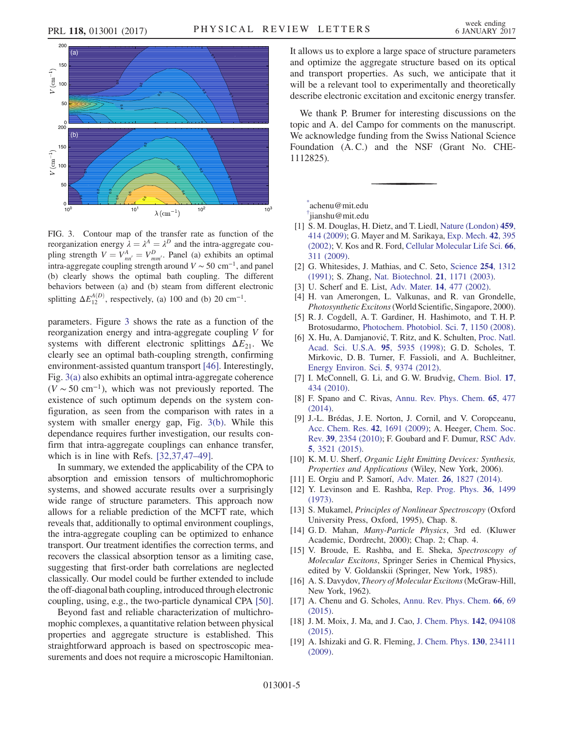FIG. 3. Contour map of the transfer rate as function of the reorganization energy $\lambda = \lambda^A = \lambda^D$ and the intra-aggregate coupling strength $V = V^A_{nn'} = V^D_{mm'}$. Panel (a) exhibits an optimal intra-aggregate coupling strength around $V \sim 50$ cm$^{-1}$, and panel (b) clearly shows the optimal bath coupling. The different behaviors between (a) and (b) steam from different electronic splitting $\Delta E^{A(D)}_{12}$, respectively, (a) 100 and (b) 20 cm$^{-1}$.

parameters. Figure 3 shows the rate as a function of the reorganization energy and intra-aggregate coupling $V$ for systems with different electronic splittings $\Delta E_{21}$. We clearly see an optimal bath-coupling strength, confirming environment-assisted quantum transport [46]. Interestingly, Fig. 3(a) also exhibits an optimal intra-aggregate coherence ($V \sim 50$ cm$^{-1}$), which was not previously reported. The existence of such optimum depends on the system configuration, as seen from the comparison with rates in a system with smaller energy gap, Fig. 3(b). While this dependance requires further investigation, our results confirm that intra-aggregate couplings can enhance transfer, which is in line with Refs. [32,37,47–49].

In summary, we extended the applicability of the CPA to absorption and emission tensors of multichromophoric systems, and showed accurate results over a surprisingly wide range of structure parameters. This approach now allows for a reliable prediction of the MCFT rate, which reveals that, additionally to optimal environment couplings, the intra-aggregate coupling can be optimized to enhance transport. Our treatment identifies the correction terms, and recovers the classical absorption tensor as a limiting case, suggesting that first-order bath correlations are neglected classically. Our model could be further extended to include the off-diagonal bath coupling, introduced through electronic coupling, using, e.g., the two-particle dynamical CPA [50].

Beyond fast and reliable characterization of multichromophic complexes, a quantitative relation between physical properties and aggregate structure is established. This straightforward approach is based on spectroscopic measurements and does not require a microscopic Hamiltonian. It allows us to explore a large space of structure parameters and optimize the aggregate structure based on its optical and transport properties. As such, we anticipate that it will be a relevant tool to experimentally and theoretically describe electronic excitation and excitonic energy transfer.

We thank P. Brumer for interesting discussions on the topic and A. del Campo for comments on the manuscript. We acknowledge funding from the Swiss National Science Foundation (A. C.) and the NSF (Grant No. CHE-1112825).

[*] achenu@mit.edu

[†] jianshu@mit.edu

[1] S. M. Douglas, H. Dietz, and T. Liedl, Nature (London) **459**, 414 (2009); G. Mayer and M. Sarikaya, Exp. Mech. **42**, 395 (2002); V. Kos and R. Ford, Cellular Molecular Life Sci. **66**, 311 (2009).

[2] G. Whitesides, J. Mathias, and C. Seto, Science **254**, 1312 (1991); S. Zhang, Nat. Biotechnol. **21**, 1171 (2003).

[3] U. Scherf and E. List, Adv. Mater. **14**, 477 (2002).

[4] H. van Amerongen, L. Valkunas, and R. van Grondelle, *Photosynthetic Excitons* (World Scientific, Singapore, 2000).

[5] R. J. Cogdell, A. T. Gardiner, H. Hashimoto, and T. H. P. Brotosudarmo, Photochem. Photobiol. Sci. **7**, 1150 (2008).

[6] X. Hu, A. Damjanović, T. Ritz, and K. Schulten, Proc. Natl. Acad. Sci. U.S.A. **95**, 5935 (1998); G. D. Scholes, T. Mirkovic, D. B. Turner, F. Fassioli, and A. Buchleitner, Energy Environ. Sci. **5**, 9374 (2012).

[7] I. McConnell, G. Li, and G. W. Brudvig, Chem. Biol. **17**, 434 (2010).

[8] F. Spano and C. Rivas, Annu. Rev. Phys. Chem. **65**, 477 (2014).

[9] J.-L. Brédas, J. E. Norton, J. Cornil, and V. Coropceanu, Acc. Chem. Res. **42**, 1691 (2009); A. Heeger, Chem. Soc. Rev. **39**, 2354 (2010); F. Goubard and F. Dumur, RSC Adv. **5**, 3521 (2015).

[10] K. M. U. Sherf, *Organic Light Emitting Devices: Synthesis, Properties and Applications* (Wiley, New York, 2006).

[11] E. Orgiu and P. Samorí, Adv. Mater. **26**, 1827 (2014).

[12] Y. Levinson and E. Rashba, Rep. Prog. Phys. **36**, 1499 (1973).

[13] S. Mukamel, *Principles of Nonlinear Spectroscopy* (Oxford University Press, Oxford, 1995), Chap. 8.

[14] G. D. Mahan, *Many-Particle Physics*, 3rd ed. (Kluwer Academic, Dordrecht, 2000); Chap. 2; Chap. 4.

[15] V. Broude, E. Rashba, and E. Sheka, *Spectroscopy of Molecular Excitons*, Springer Series in Chemical Physics, edited by V. Goldanskii (Springer, New York, 1985).

[16] A. S. Davydov, *Theory of Molecular Excitons* (McGraw-Hill, New York, 1962).

[17] A. Chenu and G. Scholes, Annu. Rev. Phys. Chem. **66**, 69 (2015).

[18] J. M. Moix, J. Ma, and J. Cao, J. Chem. Phys. **142**, 094108 (2015).

[19] A. Ishizaki and G. R. Fleming, J. Chem. Phys. **130**, 234111 (2009).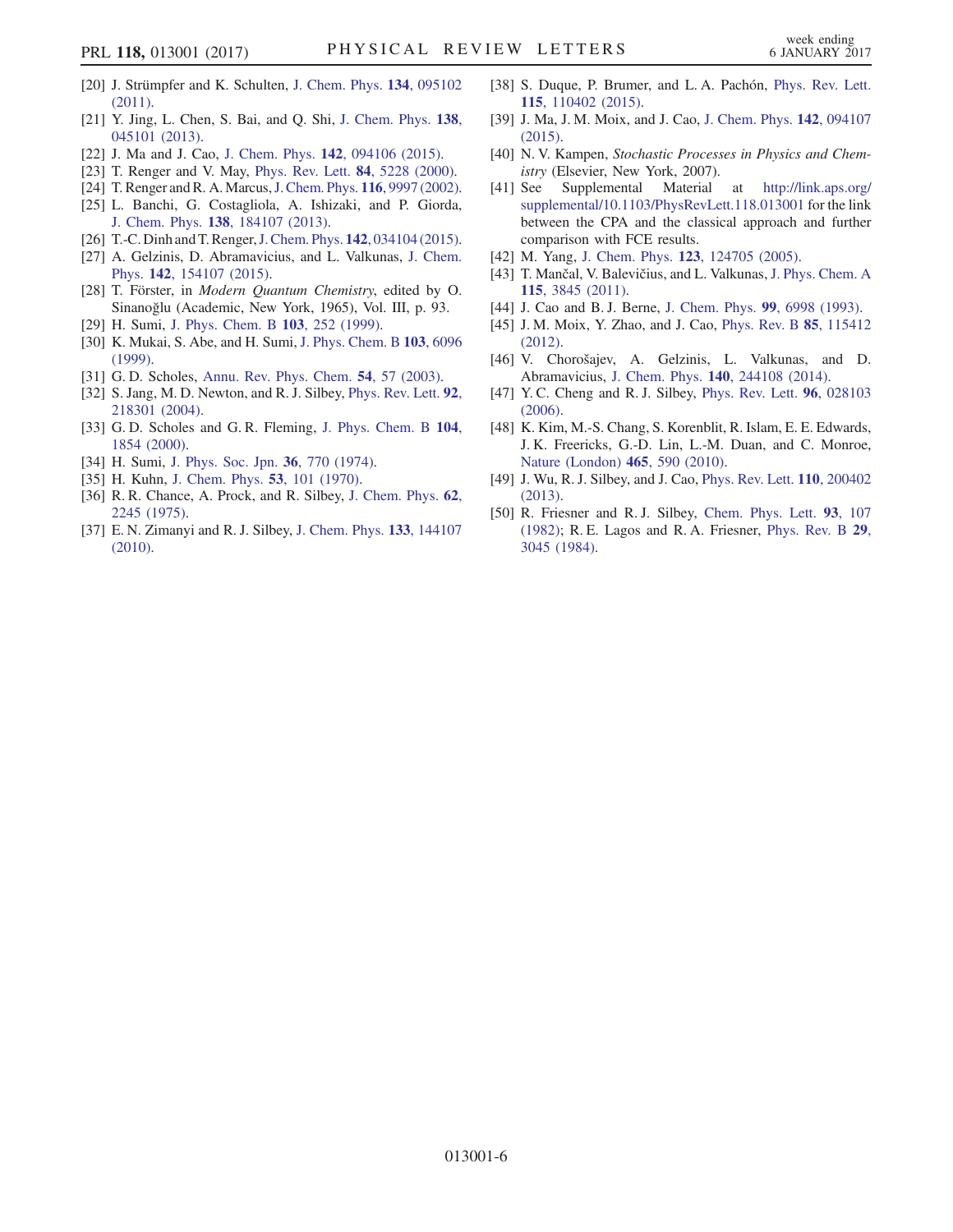[20] J. Strümpfer and K. Schulten, J. Chem. Phys. **134**, 095102 (2011).

[21] Y. Jing, L. Chen, S. Bai, and Q. Shi, J. Chem. Phys. **138**, 045101 (2013).

[22] J. Ma and J. Cao, J. Chem. Phys. **142**, 094106 (2015).

[23] T. Renger and V. May, Phys. Rev. Lett. **84**, 5228 (2000).

[24] T. Renger and R. A. Marcus, J. Chem. Phys. **116**, 9997 (2002).

[25] L. Banchi, G. Costagliola, A. Ishizaki, and P. Giorda, J. Chem. Phys. **138**, 184107 (2013).

[26] T.-C. Dinh and T. Renger, J. Chem. Phys. **142**, 034104 (2015).

[27] A. Gelzinis, D. Abramavicius, and L. Valkunas, J. Chem. Phys. **142**, 154107 (2015).

[28] T. Förster, in *Modern Quantum Chemistry*, edited by O. Sinanoğlu (Academic, New York, 1965), Vol. III, p. 93.

[29] H. Sumi, J. Phys. Chem. B **103**, 252 (1999).

[30] K. Mukai, S. Abe, and H. Sumi, J. Phys. Chem. B **103**, 6096 (1999).

[31] G. D. Scholes, Annu. Rev. Phys. Chem. **54**, 57 (2003).

[32] S. Jang, M. D. Newton, and R. J. Silbey, Phys. Rev. Lett. **92**, 218301 (2004).

[33] G. D. Scholes and G. R. Fleming, J. Phys. Chem. B **104**, 1854 (2000).

[34] H. Sumi, J. Phys. Soc. Jpn. **36**, 770 (1974).

[35] H. Kuhn, J. Chem. Phys. **53**, 101 (1970).

[36] R. R. Chance, A. Prock, and R. Silbey, J. Chem. Phys. **62**, 2245 (1975).

[37] E. N. Zimanyi and R. J. Silbey, J. Chem. Phys. **133**, 144107 (2010).

[38] S. Duque, P. Brumer, and L. A. Pachón, Phys. Rev. Lett. **115**, 110402 (2015).

[39] J. Ma, J. M. Moix, and J. Cao, J. Chem. Phys. **142**, 094107 (2015).

[40] N. V. Kampen, *Stochastic Processes in Physics and Chemistry* (Elsevier, New York, 2007).

[41] See Supplemental Material at http://link.aps.org/supplemental/10.1103/PhysRevLett.118.013001 for the link between the CPA and the classical approach and further comparison with FCE results.

[42] M. Yang, J. Chem. Phys. **123**, 124705 (2005).

[43] T. Mančal, V. Balevičius, and L. Valkunas, J. Phys. Chem. A **115**, 3845 (2011).

[44] J. Cao and B. J. Berne, J. Chem. Phys. **99**, 6998 (1993).

[45] J. M. Moix, Y. Zhao, and J. Cao, Phys. Rev. B **85**, 115412 (2012).

[46] V. Chorošajev, A. Gelzinis, L. Valkunas, and D. Abramavicius, J. Chem. Phys. **140**, 244108 (2014).

[47] Y. C. Cheng and R. J. Silbey, Phys. Rev. Lett. **96**, 028103 (2006).

[48] K. Kim, M.-S. Chang, S. Korenblit, R. Islam, E. E. Edwards, J. K. Freericks, G.-D. Lin, L.-M. Duan, and C. Monroe, Nature (London) **465**, 590 (2010).

[49] J. Wu, R. J. Silbey, and J. Cao, Phys. Rev. Lett. **110**, 200402 (2013).

[50] R. Friesner and R. J. Silbey, Chem. Phys. Lett. **93**, 107 (1982); R. E. Lagos and R. A. Friesner, Phys. Rev. B **29**, 3045 (1984).